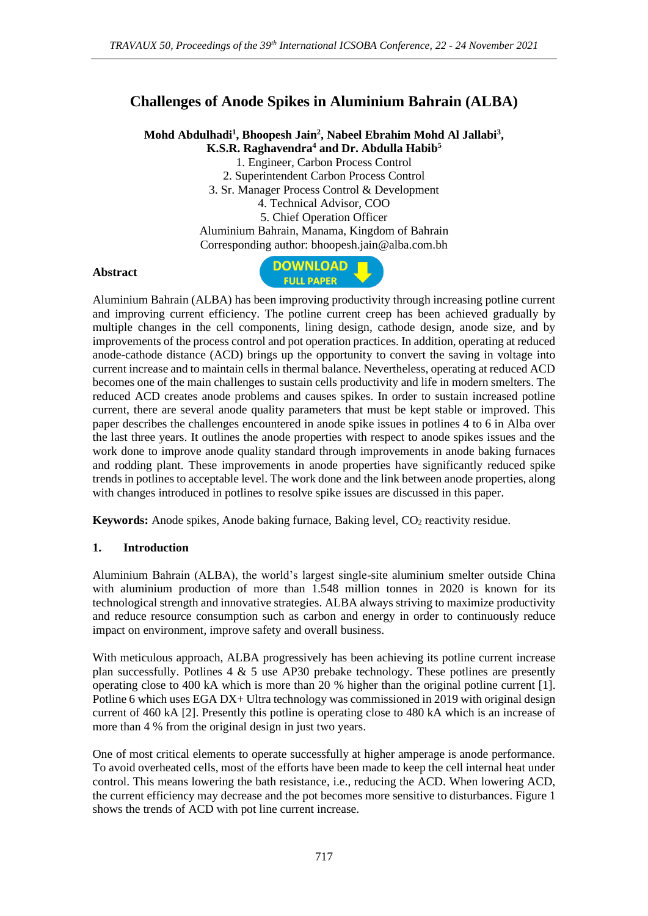# Challenges of Anode Spikes in Aluminium Bahrain (ALBA)

**Mohd Abdulhadi[1], Bhoopesh Jain[2], Nabeel Ebrahim Mohd Al Jallabi[3], K.S.R. Raghavendra[4] and Dr. Abdulla Habib[5]**

1. Engineer, Carbon Process Control
2. Superintendent Carbon Process Control
3. Sr. Manager Process Control & Development
4. Technical Advisor, COO
5. Chief Operation Officer

Aluminium Bahrain, Manama, Kingdom of Bahrain

Corresponding author: bhoopesh.jain@alba.com.bh

**Abstract**

Aluminium Bahrain (ALBA) has been improving productivity through increasing potline current and improving current efficiency. The potline current creep has been achieved gradually by multiple changes in the cell components, lining design, cathode design, anode size, and by improvements of the process control and pot operation practices. In addition, operating at reduced anode-cathode distance (ACD) brings up the opportunity to convert the saving in voltage into current increase and to maintain cells in thermal balance. Nevertheless, operating at reduced ACD becomes one of the main challenges to sustain cells productivity and life in modern smelters. The reduced ACD creates anode problems and causes spikes. In order to sustain increased potline current, there are several anode quality parameters that must be kept stable or improved. This paper describes the challenges encountered in anode spike issues in potlines 4 to 6 in Alba over the last three years. It outlines the anode properties with respect to anode spikes issues and the work done to improve anode quality standard through improvements in anode baking furnaces and rodding plant. These improvements in anode properties have significantly reduced spike trends in potlines to acceptable level. The work done and the link between anode properties, along with changes introduced in potlines to resolve spike issues are discussed in this paper.

**Keywords:** Anode spikes, Anode baking furnace, Baking level, $CO_2$ reactivity residue.

## 1. Introduction

Aluminium Bahrain (ALBA), the world's largest single-site aluminium smelter outside China with aluminium production of more than 1.548 million tonnes in 2020 is known for its technological strength and innovative strategies. ALBA always striving to maximize productivity and reduce resource consumption such as carbon and energy in order to continuously reduce impact on environment, improve safety and overall business.

With meticulous approach, ALBA progressively has been achieving its potline current increase plan successfully. Potlines 4 & 5 use AP30 prebake technology. These potlines are presently operating close to 400 kA which is more than 20 % higher than the original potline current [1]. Potline 6 which uses EGA DX+ Ultra technology was commissioned in 2019 with original design current of 460 kA [2]. Presently this potline is operating close to 480 kA which is an increase of more than 4 % from the original design in just two years.

One of most critical elements to operate successfully at higher amperage is anode performance. To avoid overheated cells, most of the efforts have been made to keep the cell internal heat under control. This means lowering the bath resistance, i.e., reducing the ACD. When lowering ACD, the current efficiency may decrease and the pot becomes more sensitive to disturbances. Figure 1 shows the trends of ACD with pot line current increase.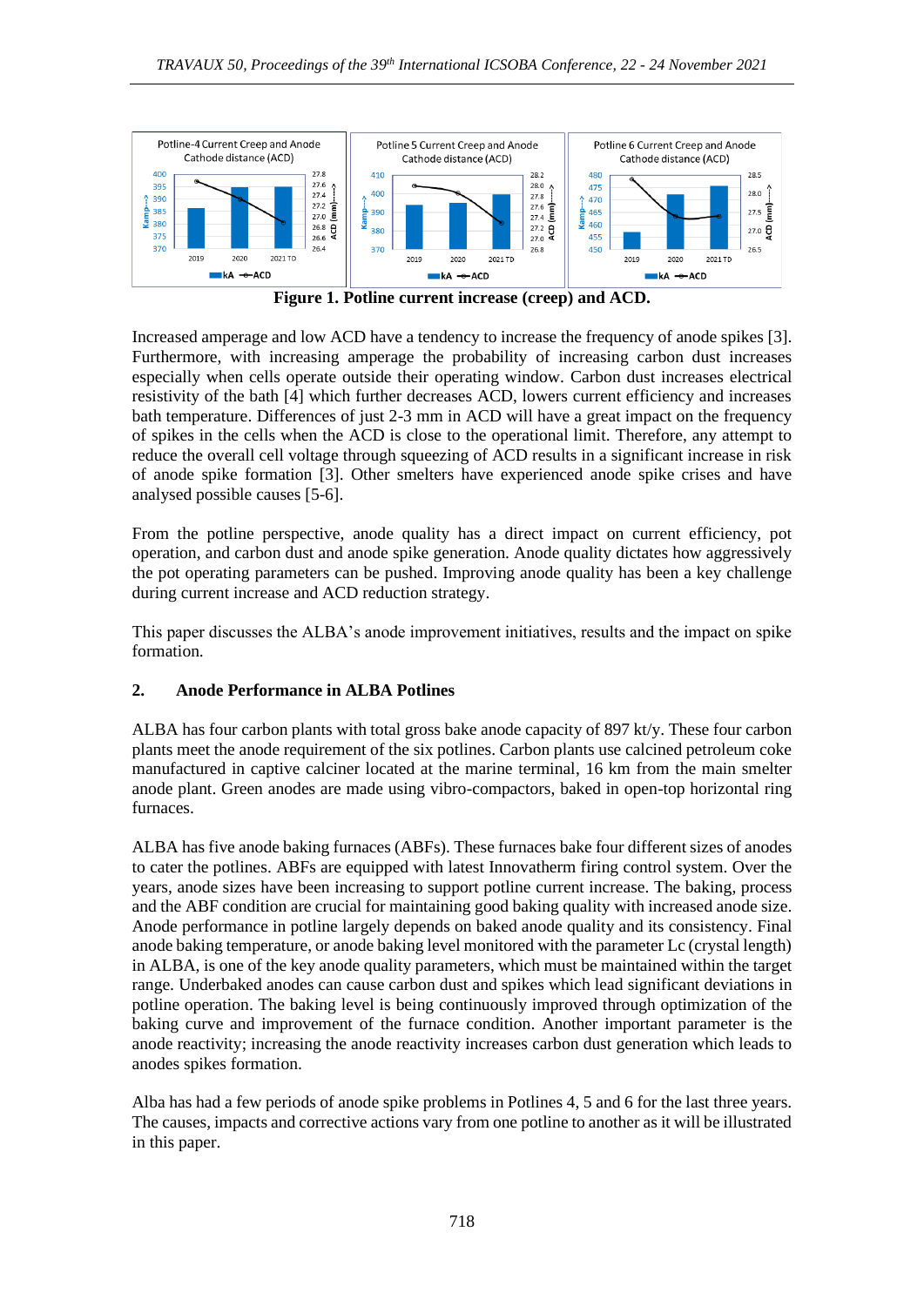Figure 1. Potline current increase (creep) and ACD.

Increased amperage and low ACD have a tendency to increase the frequency of anode spikes [3]. Furthermore, with increasing amperage the probability of increasing carbon dust increases especially when cells operate outside their operating window. Carbon dust increases electrical resistivity of the bath [4] which further decreases ACD, lowers current efficiency and increases bath temperature. Differences of just 2-3 mm in ACD will have a great impact on the frequency of spikes in the cells when the ACD is close to the operational limit. Therefore, any attempt to reduce the overall cell voltage through squeezing of ACD results in a significant increase in risk of anode spike formation [3]. Other smelters have experienced anode spike crises and have analysed possible causes [5-6].

From the potline perspective, anode quality has a direct impact on current efficiency, pot operation, and carbon dust and anode spike generation. Anode quality dictates how aggressively the pot operating parameters can be pushed. Improving anode quality has been a key challenge during current increase and ACD reduction strategy.

This paper discusses the ALBA's anode improvement initiatives, results and the impact on spike formation.

## 2. Anode Performance in ALBA Potlines

ALBA has four carbon plants with total gross bake anode capacity of 897 kt/y. These four carbon plants meet the anode requirement of the six potlines. Carbon plants use calcined petroleum coke manufactured in captive calciner located at the marine terminal, 16 km from the main smelter anode plant. Green anodes are made using vibro-compactors, baked in open-top horizontal ring furnaces.

ALBA has five anode baking furnaces (ABFs). These furnaces bake four different sizes of anodes to cater the potlines. ABFs are equipped with latest Innovatherm firing control system. Over the years, anode sizes have been increasing to support potline current increase. The baking, process and the ABF condition are crucial for maintaining good baking quality with increased anode size. Anode performance in potline largely depends on baked anode quality and its consistency. Final anode baking temperature, or anode baking level monitored with the parameter Lc (crystal length) in ALBA, is one of the key anode quality parameters, which must be maintained within the target range. Underbaked anodes can cause carbon dust and spikes which lead significant deviations in potline operation. The baking level is being continuously improved through optimization of the baking curve and improvement of the furnace condition. Another important parameter is the anode reactivity; increasing the anode reactivity increases carbon dust generation which leads to anodes spikes formation.

Alba has had a few periods of anode spike problems in Potlines 4, 5 and 6 for the last three years. The causes, impacts and corrective actions vary from one potline to another as it will be illustrated in this paper.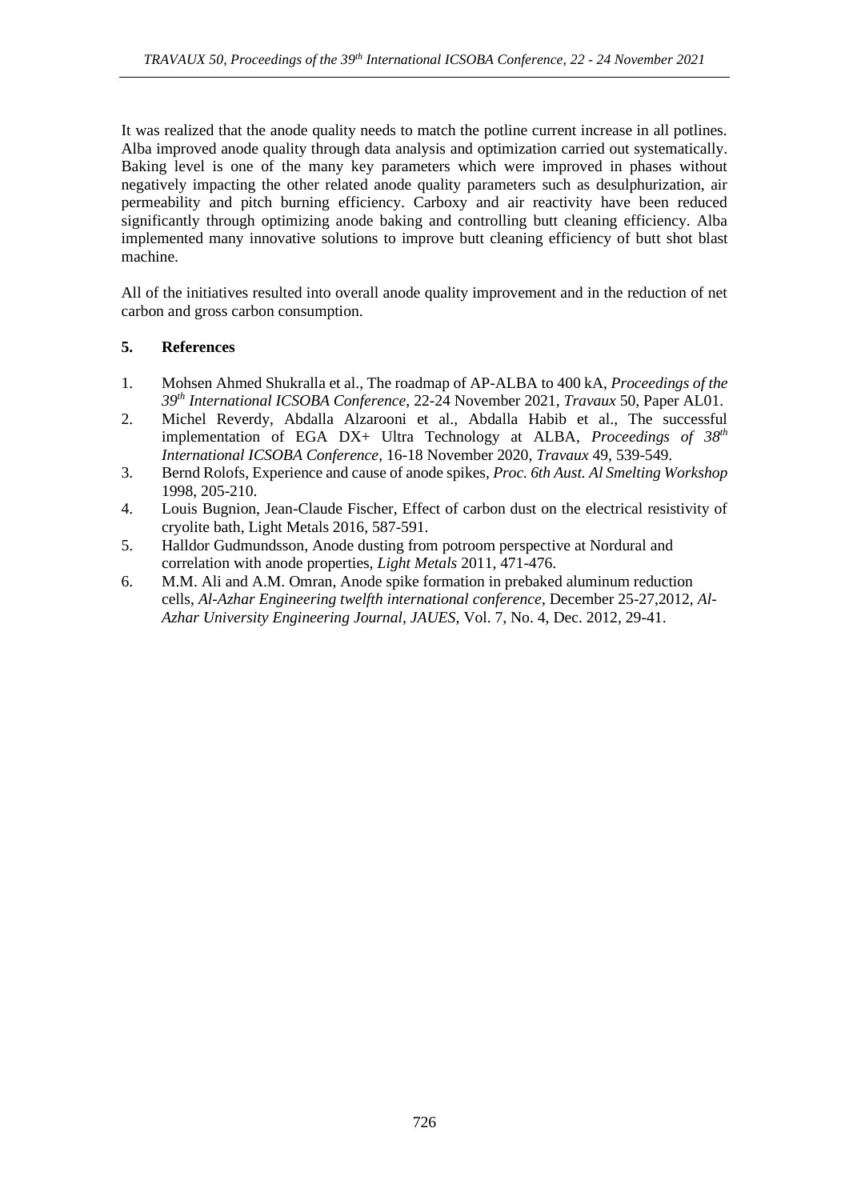It was realized that the anode quality needs to match the potline current increase in all potlines. Alba improved anode quality through data analysis and optimization carried out systematically. Baking level is one of the many key parameters which were improved in phases without negatively impacting the other related anode quality parameters such as desulphurization, air permeability and pitch burning efficiency. Carboxy and air reactivity have been reduced significantly through optimizing anode baking and controlling butt cleaning efficiency. Alba implemented many innovative solutions to improve butt cleaning efficiency of butt shot blast machine.

All of the initiatives resulted into overall anode quality improvement and in the reduction of net carbon and gross carbon consumption.

## 5. References

1. Mohsen Ahmed Shukralla et al., The roadmap of AP-ALBA to 400 kA, *Proceedings of the 39th International ICSOBA Conference*, 22-24 November 2021, *Travaux* 50, Paper AL01.
2. Michel Reverdy, Abdalla Alzarooni et al., Abdalla Habib et al., The successful implementation of EGA DX+ Ultra Technology at ALBA, *Proceedings of 38th International ICSOBA Conference*, 16-18 November 2020, *Travaux* 49, 539-549.
3. Bernd Rolofs, Experience and cause of anode spikes, *Proc. 6th Aust. Al Smelting Workshop* 1998, 205-210.
4. Louis Bugnion, Jean-Claude Fischer, Effect of carbon dust on the electrical resistivity of cryolite bath, Light Metals 2016, 587-591.
5. Halldor Gudmundsson, Anode dusting from potroom perspective at Nordural and correlation with anode properties, *Light Metals* 2011, 471-476.
6. M.M. Ali and A.M. Omran, Anode spike formation in prebaked aluminum reduction cells, *Al-Azhar Engineering twelfth international conference*, December 25-27,2012, *Al-Azhar University Engineering Journal, JAUES*, Vol. 7, No. 4, Dec. 2012, 29-41.